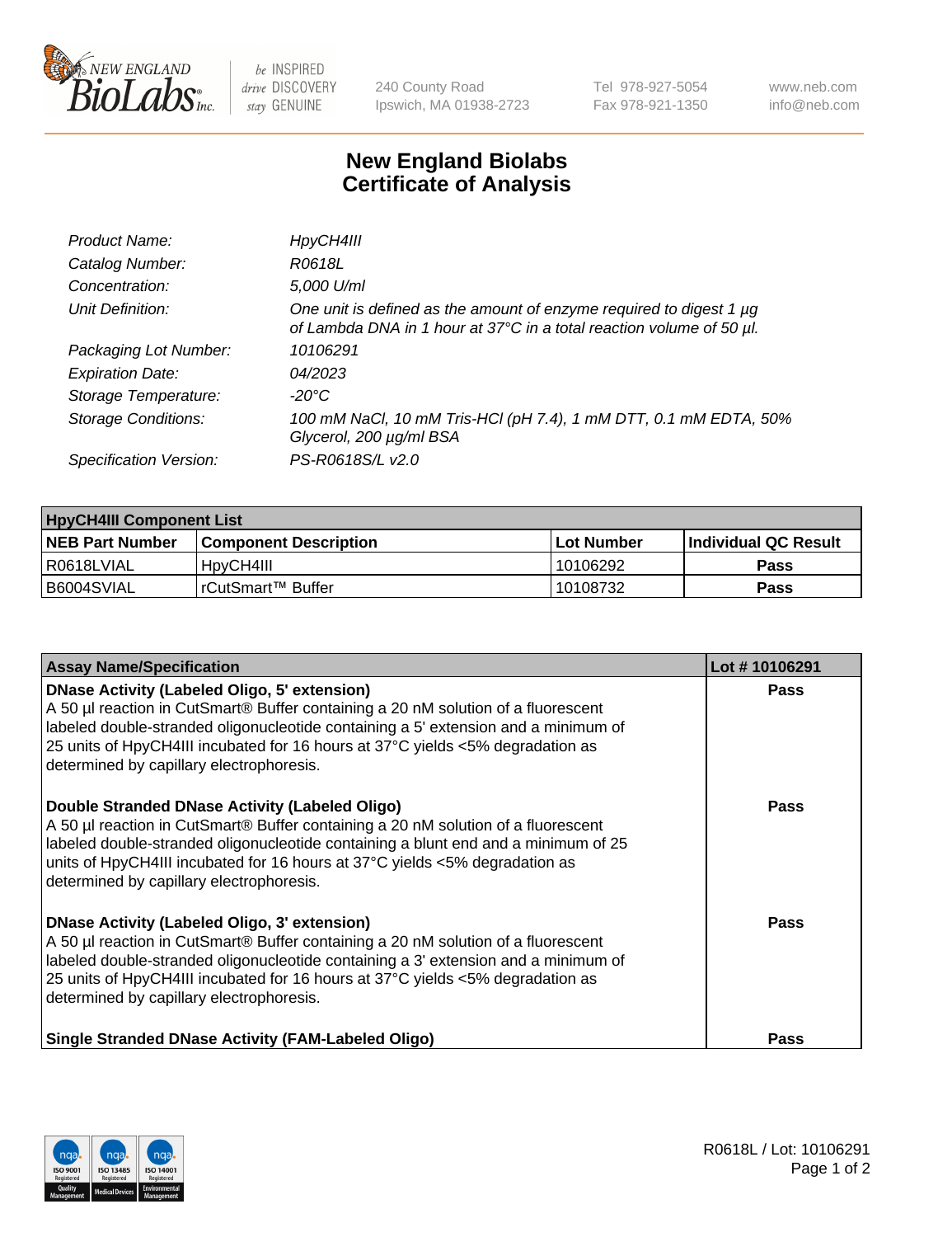240 County Road
Ipswich, MA 01938-2723

Tel 978-927-5054
Fax 978-921-1350

www.neb.com
info@neb.com

# New England Biolabs
# Certificate of Analysis

| | |
|---|---|
| *Product Name:* | *HpyCH4III* |
| *Catalog Number:* | *R0618L* |
| *Concentration:* | *5,000 U/ml* |
| *Unit Definition:* | *One unit is defined as the amount of enzyme required to digest 1 µg of Lambda DNA in 1 hour at 37°C in a total reaction volume of 50 µl.* |
| *Packaging Lot Number:* | *10106291* |
| *Expiration Date:* | *04/2023* |
| *Storage Temperature:* | *-20°C* |
| *Storage Conditions:* | *100 mM NaCl, 10 mM Tris-HCl (pH 7.4), 1 mM DTT, 0.1 mM EDTA, 50% Glycerol, 200 µg/ml BSA* |
| *Specification Version:* | *PS-R0618S/L v2.0* |

| **HpyCH4III Component List** | | | |
|---|---|---|---|
| **NEB Part Number** | **Component Description** | **Lot Number** | **Individual QC Result** |
| R0618LVIAL | HpyCH4III | 10106292 | **Pass** |
| B6004SVIAL | rCutSmart™ Buffer | 10108732 | **Pass** |

| **Assay Name/Specification** | **Lot # 10106291** |
|---|---|
| **DNase Activity (Labeled Oligo, 5' extension)**<br>A 50 µl reaction in CutSmart® Buffer containing a 20 nM solution of a fluorescent labeled double-stranded oligonucleotide containing a 5' extension and a minimum of 25 units of HpyCH4III incubated for 16 hours at 37°C yields <5% degradation as determined by capillary electrophoresis. | **Pass** |
| **Double Stranded DNase Activity (Labeled Oligo)**<br>A 50 µl reaction in CutSmart® Buffer containing a 20 nM solution of a fluorescent labeled double-stranded oligonucleotide containing a blunt end and a minimum of 25 units of HpyCH4III incubated for 16 hours at 37°C yields <5% degradation as determined by capillary electrophoresis. | **Pass** |
| **DNase Activity (Labeled Oligo, 3' extension)**<br>A 50 µl reaction in CutSmart® Buffer containing a 20 nM solution of a fluorescent labeled double-stranded oligonucleotide containing a 3' extension and a minimum of 25 units of HpyCH4III incubated for 16 hours at 37°C yields <5% degradation as determined by capillary electrophoresis. | **Pass** |
| **Single Stranded DNase Activity (FAM-Labeled Oligo)** | **Pass** |

R0618L / Lot: 10106291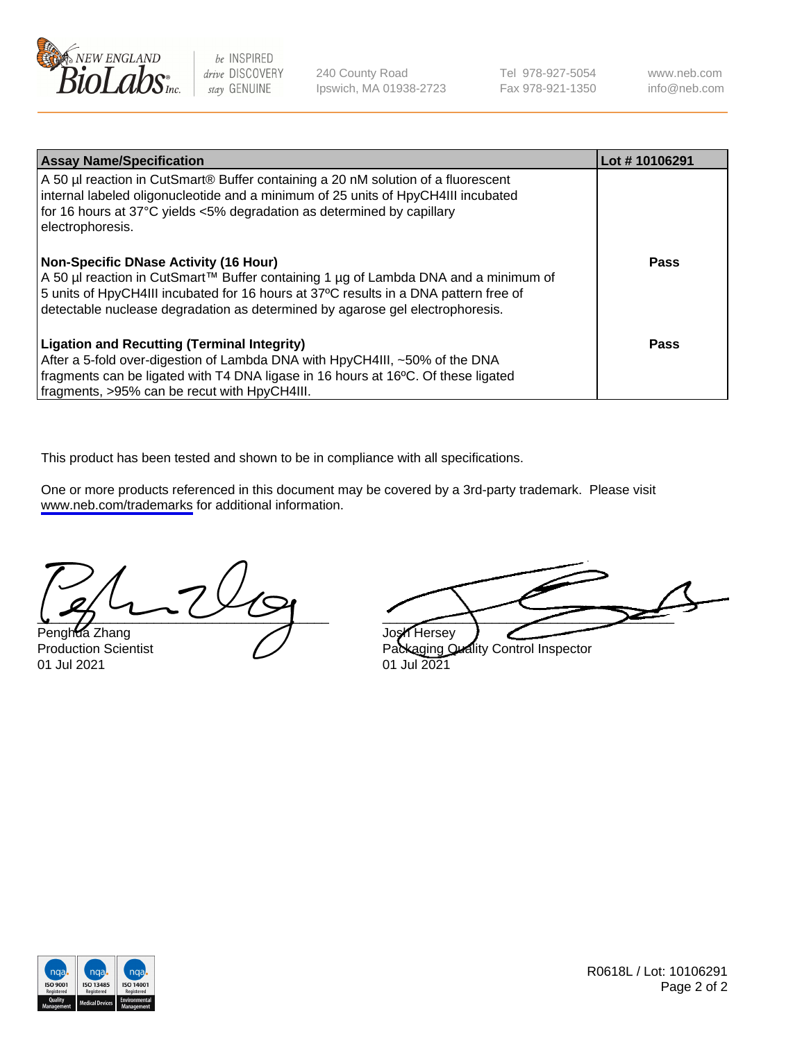| Assay Name/Specification | Lot # 10106291 |
|---|---|
| A 50 µl reaction in CutSmart® Buffer containing a 20 nM solution of a fluorescent internal labeled oligonucleotide and a minimum of 25 units of HpyCH4III incubated for 16 hours at 37°C yields <5% degradation as determined by capillary electrophoresis. | |
| **Non-Specific DNase Activity (16 Hour)**<br>A 50 µl reaction in CutSmart™ Buffer containing 1 µg of Lambda DNA and a minimum of 5 units of HpyCH4III incubated for 16 hours at 37ºC results in a DNA pattern free of detectable nuclease degradation as determined by agarose gel electrophoresis. | **Pass** |
| **Ligation and Recutting (Terminal Integrity)**<br>After a 5-fold over-digestion of Lambda DNA with HpyCH4III, ~50% of the DNA fragments can be ligated with T4 DNA ligase in 16 hours at 16ºC. Of these ligated fragments, >95% can be recut with HpyCH4III. | **Pass** |

This product has been tested and shown to be in compliance with all specifications.

One or more products referenced in this document may be covered by a 3rd-party trademark. Please visit www.neb.com/trademarks for additional information.

Penghua Zhang
Production Scientist
01 Jul 2021

Josh Hersey
Packaging Quality Control Inspector
01 Jul 2021

R0618L / Lot: 10106291